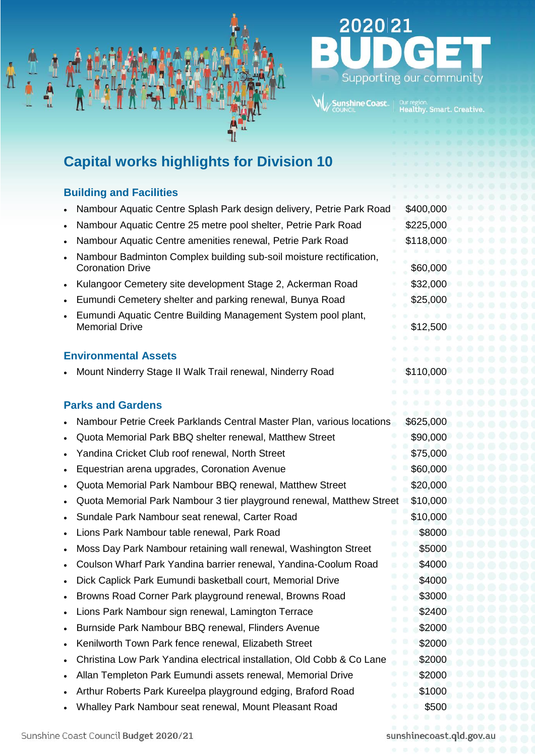2020|21 BUDGET
Supporting our community

Sunshine Coast Council — Our region. Healthy. Smart. Creative.

# Capital works highlights for Division 10

## Building and Facilities

- Nambour Aquatic Centre Splash Park design delivery, Petrie Park Road $400,000
- Nambour Aquatic Centre 25 metre pool shelter, Petrie Park Road $225,000
- Nambour Aquatic Centre amenities renewal, Petrie Park Road $118,000
- Nambour Badminton Complex building sub-soil moisture rectification, Coronation Drive $60,000
- Kulangoor Cemetery site development Stage 2, Ackerman Road $32,000
- Eumundi Cemetery shelter and parking renewal, Bunya Road $25,000
- Eumundi Aquatic Centre Building Management System pool plant, Memorial Drive $12,500

## Environmental Assets

- Mount Ninderry Stage II Walk Trail renewal, Ninderry Road $110,000

## Parks and Gardens

- Nambour Petrie Creek Parklands Central Master Plan, various locations $625,000
- Quota Memorial Park BBQ shelter renewal, Matthew Street $90,000
- Yandina Cricket Club roof renewal, North Street $75,000
- Equestrian arena upgrades, Coronation Avenue $60,000
- Quota Memorial Park Nambour BBQ renewal, Matthew Street $20,000
- Quota Memorial Park Nambour 3 tier playground renewal, Matthew Street $10,000
- Sundale Park Nambour seat renewal, Carter Road $10,000
- Lions Park Nambour table renewal, Park Road $8000
- Moss Day Park Nambour retaining wall renewal, Washington Street $5000
- Coulson Wharf Park Yandina barrier renewal, Yandina-Coolum Road $4000
- Dick Caplick Park Eumundi basketball court, Memorial Drive $4000
- Browns Road Corner Park playground renewal, Browns Road $3000
- Lions Park Nambour sign renewal, Lamington Terrace $2400
- Burnside Park Nambour BBQ renewal, Flinders Avenue $2000
- Kenilworth Town Park fence renewal, Elizabeth Street $2000
- Christina Low Park Yandina electrical installation, Old Cobb & Co Lane $2000
- Allan Templeton Park Eumundi assets renewal, Memorial Drive $2000
- Arthur Roberts Park Kureelpa playground edging, Braford Road $1000
- Whalley Park Nambour seat renewal, Mount Pleasant Road $500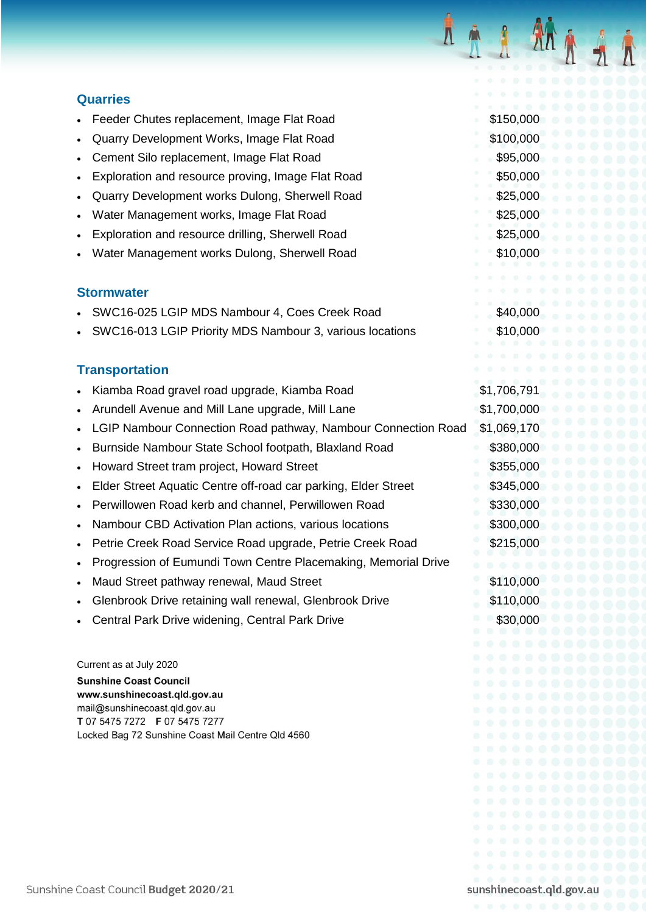## Quarries

| | |
|---|---|
| Feeder Chutes replacement, Image Flat Road | $150,000 |
| Quarry Development Works, Image Flat Road | $100,000 |
| Cement Silo replacement, Image Flat Road | $95,000 |
| Exploration and resource proving, Image Flat Road | $50,000 |
| Quarry Development works Dulong, Sherwell Road | $25,000 |
| Water Management works, Image Flat Road | $25,000 |
| Exploration and resource drilling, Sherwell Road | $25,000 |
| Water Management works Dulong, Sherwell Road | $10,000 |

## Stormwater

| | |
|---|---|
| SWC16-025 LGIP MDS Nambour 4, Coes Creek Road | $40,000 |
| SWC16-013 LGIP Priority MDS Nambour 3, various locations | $10,000 |

## Transportation

| | |
|---|---|
| Kiamba Road gravel road upgrade, Kiamba Road | $1,706,791 |
| Arundell Avenue and Mill Lane upgrade, Mill Lane | $1,700,000 |
| LGIP Nambour Connection Road pathway, Nambour Connection Road | $1,069,170 |
| Burnside Nambour State School footpath, Blaxland Road | $380,000 |
| Howard Street tram project, Howard Street | $355,000 |
| Elder Street Aquatic Centre off-road car parking, Elder Street | $345,000 |
| Perwillowen Road kerb and channel, Perwillowen Road | $330,000 |
| Nambour CBD Activation Plan actions, various locations | $300,000 |
| Petrie Creek Road Service Road upgrade, Petrie Creek Road | $215,000 |
| Progression of Eumundi Town Centre Placemaking, Memorial Drive | |
| Maud Street pathway renewal, Maud Street | $110,000 |
| Glenbrook Drive retaining wall renewal, Glenbrook Drive | $110,000 |
| Central Park Drive widening, Central Park Drive | $30,000 |

Current as at July 2020

**Sunshine Coast Council**
**www.sunshinecoast.qld.gov.au**
mail@sunshinecoast.qld.gov.au
**T** 07 5475 7272 **F** 07 5475 7277
Locked Bag 72 Sunshine Coast Mail Centre Qld 4560